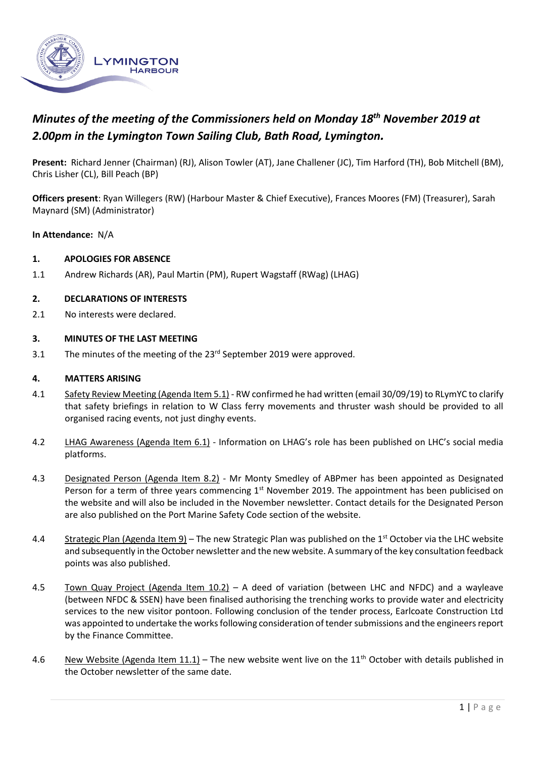# *Minutes of the meeting of the Commissioners held on Monday 18th November 2019 at 2.00pm in the Lymington Town Sailing Club, Bath Road, Lymington.*

**Present:** Richard Jenner (Chairman) (RJ), Alison Towler (AT), Jane Challener (JC), Tim Harford (TH), Bob Mitchell (BM), Chris Lisher (CL), Bill Peach (BP)

**Officers present**: Ryan Willegers (RW) (Harbour Master & Chief Executive), Frances Moores (FM) (Treasurer), Sarah Maynard (SM) (Administrator)

**In Attendance:** N/A

## 1. APOLOGIES FOR ABSENCE

1.1 Andrew Richards (AR), Paul Martin (PM), Rupert Wagstaff (RWag) (LHAG)

## 2. DECLARATIONS OF INTERESTS

2.1 No interests were declared.

## 3. MINUTES OF THE LAST MEETING

3.1 The minutes of the meeting of the 23rd September 2019 were approved.

## 4. MATTERS ARISING

4.1 Safety Review Meeting (Agenda Item 5.1) - RW confirmed he had written (email 30/09/19) to RLymYC to clarify that safety briefings in relation to W Class ferry movements and thruster wash should be provided to all organised racing events, not just dinghy events.

4.2 LHAG Awareness (Agenda Item 6.1) - Information on LHAG's role has been published on LHC's social media platforms.

4.3 Designated Person (Agenda Item 8.2) - Mr Monty Smedley of ABPmer has been appointed as Designated Person for a term of three years commencing 1st November 2019. The appointment has been publicised on the website and will also be included in the November newsletter. Contact details for the Designated Person are also published on the Port Marine Safety Code section of the website.

4.4 Strategic Plan (Agenda Item 9) – The new Strategic Plan was published on the 1st October via the LHC website and subsequently in the October newsletter and the new website. A summary of the key consultation feedback points was also published.

4.5 Town Quay Project (Agenda Item 10.2) – A deed of variation (between LHC and NFDC) and a wayleave (between NFDC & SSEN) have been finalised authorising the trenching works to provide water and electricity services to the new visitor pontoon. Following conclusion of the tender process, Earlcoate Construction Ltd was appointed to undertake the works following consideration of tender submissions and the engineers report by the Finance Committee.

4.6 New Website (Agenda Item 11.1) – The new website went live on the 11th October with details published in the October newsletter of the same date.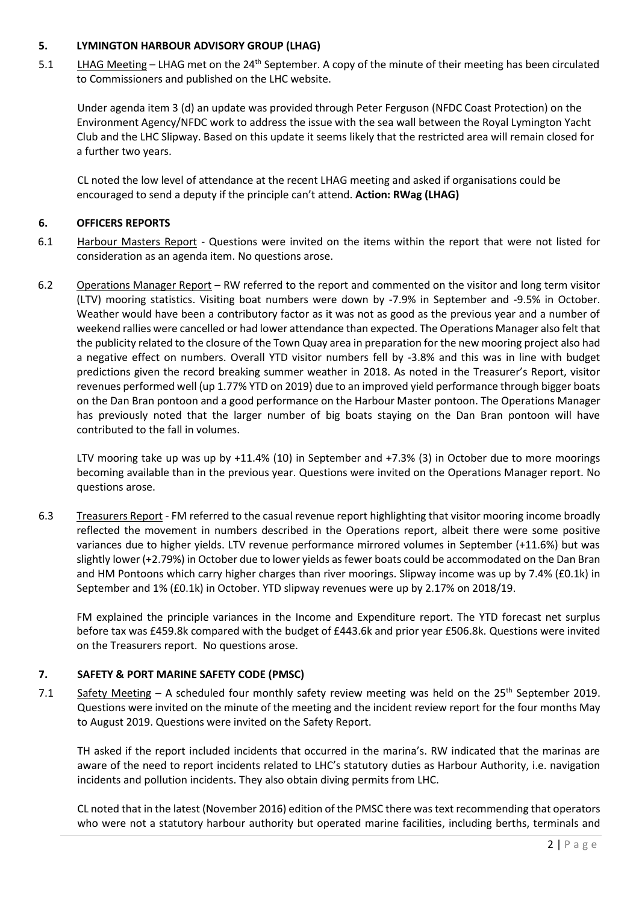## 5. LYMINGTON HARBOUR ADVISORY GROUP (LHAG)

5.1 LHAG Meeting – LHAG met on the 24th September. A copy of the minute of their meeting has been circulated to Commissioners and published on the LHC website.

Under agenda item 3 (d) an update was provided through Peter Ferguson (NFDC Coast Protection) on the Environment Agency/NFDC work to address the issue with the sea wall between the Royal Lymington Yacht Club and the LHC Slipway. Based on this update it seems likely that the restricted area will remain closed for a further two years.

CL noted the low level of attendance at the recent LHAG meeting and asked if organisations could be encouraged to send a deputy if the principle can't attend. **Action: RWag (LHAG)**

## 6. OFFICERS REPORTS

6.1 Harbour Masters Report - Questions were invited on the items within the report that were not listed for consideration as an agenda item. No questions arose.

6.2 Operations Manager Report – RW referred to the report and commented on the visitor and long term visitor (LTV) mooring statistics. Visiting boat numbers were down by -7.9% in September and -9.5% in October. Weather would have been a contributory factor as it was not as good as the previous year and a number of weekend rallies were cancelled or had lower attendance than expected. The Operations Manager also felt that the publicity related to the closure of the Town Quay area in preparation for the new mooring project also had a negative effect on numbers. Overall YTD visitor numbers fell by -3.8% and this was in line with budget predictions given the record breaking summer weather in 2018. As noted in the Treasurer's Report, visitor revenues performed well (up 1.77% YTD on 2019) due to an improved yield performance through bigger boats on the Dan Bran pontoon and a good performance on the Harbour Master pontoon. The Operations Manager has previously noted that the larger number of big boats staying on the Dan Bran pontoon will have contributed to the fall in volumes.

LTV mooring take up was up by +11.4% (10) in September and +7.3% (3) in October due to more moorings becoming available than in the previous year. Questions were invited on the Operations Manager report. No questions arose.

6.3 Treasurers Report - FM referred to the casual revenue report highlighting that visitor mooring income broadly reflected the movement in numbers described in the Operations report, albeit there were some positive variances due to higher yields. LTV revenue performance mirrored volumes in September (+11.6%) but was slightly lower (+2.79%) in October due to lower yields as fewer boats could be accommodated on the Dan Bran and HM Pontoons which carry higher charges than river moorings. Slipway income was up by 7.4% (£0.1k) in September and 1% (£0.1k) in October. YTD slipway revenues were up by 2.17% on 2018/19.

FM explained the principle variances in the Income and Expenditure report. The YTD forecast net surplus before tax was £459.8k compared with the budget of £443.6k and prior year £506.8k. Questions were invited on the Treasurers report. No questions arose.

## 7. SAFETY & PORT MARINE SAFETY CODE (PMSC)

7.1 Safety Meeting – A scheduled four monthly safety review meeting was held on the 25th September 2019. Questions were invited on the minute of the meeting and the incident review report for the four months May to August 2019. Questions were invited on the Safety Report.

TH asked if the report included incidents that occurred in the marina's. RW indicated that the marinas are aware of the need to report incidents related to LHC's statutory duties as Harbour Authority, i.e. navigation incidents and pollution incidents. They also obtain diving permits from LHC.

CL noted that in the latest (November 2016) edition of the PMSC there was text recommending that operators who were not a statutory harbour authority but operated marine facilities, including berths, terminals and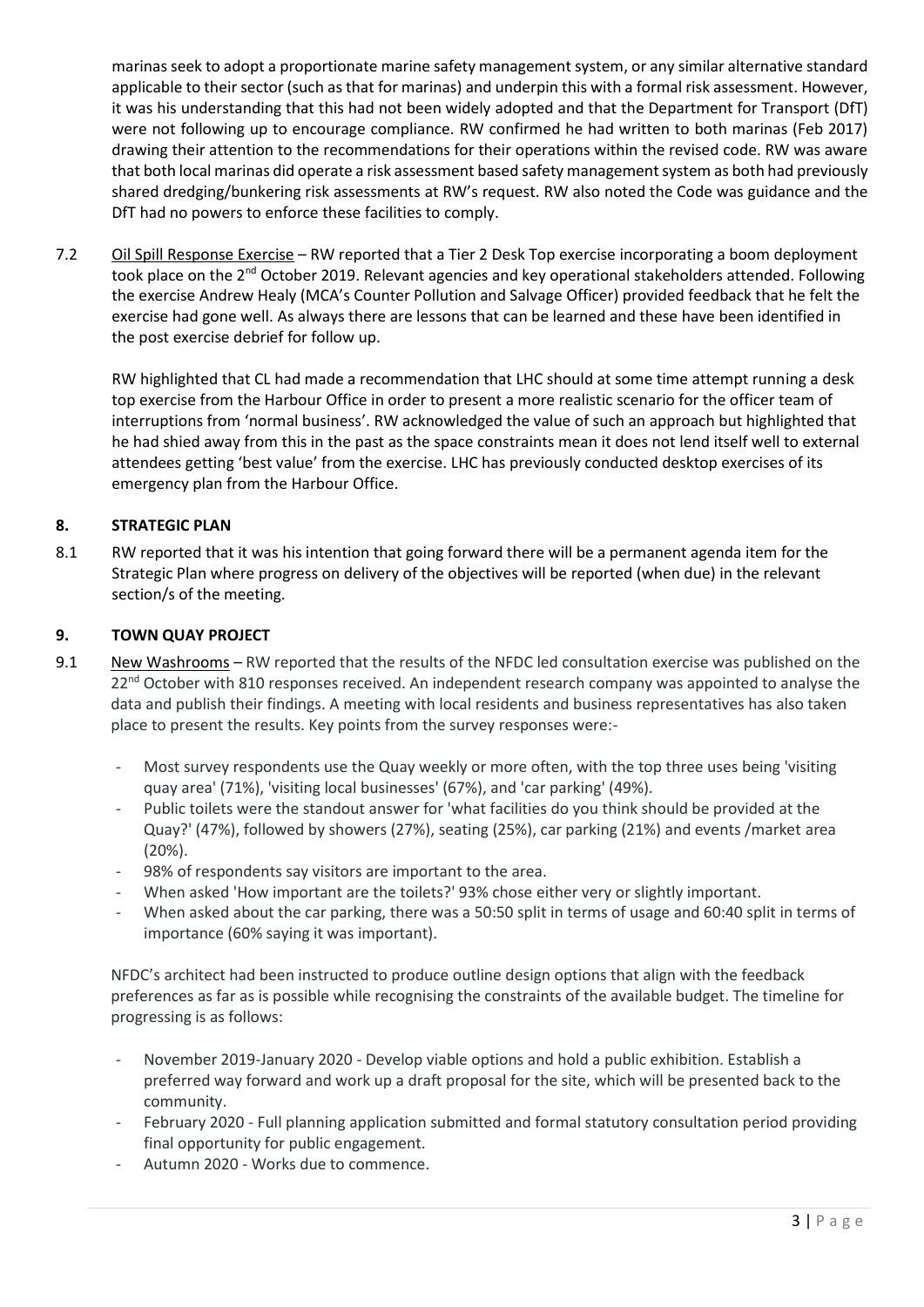marinas seek to adopt a proportionate marine safety management system, or any similar alternative standard applicable to their sector (such as that for marinas) and underpin this with a formal risk assessment. However, it was his understanding that this had not been widely adopted and that the Department for Transport (DfT) were not following up to encourage compliance. RW confirmed he had written to both marinas (Feb 2017) drawing their attention to the recommendations for their operations within the revised code. RW was aware that both local marinas did operate a risk assessment based safety management system as both had previously shared dredging/bunkering risk assessments at RW's request. RW also noted the Code was guidance and the DfT had no powers to enforce these facilities to comply.

7.2 Oil Spill Response Exercise – RW reported that a Tier 2 Desk Top exercise incorporating a boom deployment took place on the 2nd October 2019. Relevant agencies and key operational stakeholders attended. Following the exercise Andrew Healy (MCA's Counter Pollution and Salvage Officer) provided feedback that he felt the exercise had gone well. As always there are lessons that can be learned and these have been identified in the post exercise debrief for follow up.

RW highlighted that CL had made a recommendation that LHC should at some time attempt running a desk top exercise from the Harbour Office in order to present a more realistic scenario for the officer team of interruptions from 'normal business'. RW acknowledged the value of such an approach but highlighted that he had shied away from this in the past as the space constraints mean it does not lend itself well to external attendees getting 'best value' from the exercise. LHC has previously conducted desktop exercises of its emergency plan from the Harbour Office.

## 8. STRATEGIC PLAN

8.1 RW reported that it was his intention that going forward there will be a permanent agenda item for the Strategic Plan where progress on delivery of the objectives will be reported (when due) in the relevant section/s of the meeting.

## 9. TOWN QUAY PROJECT

9.1 New Washrooms – RW reported that the results of the NFDC led consultation exercise was published on the 22nd October with 810 responses received. An independent research company was appointed to analyse the data and publish their findings. A meeting with local residents and business representatives has also taken place to present the results. Key points from the survey responses were:-

- Most survey respondents use the Quay weekly or more often, with the top three uses being 'visiting quay area' (71%), 'visiting local businesses' (67%), and 'car parking' (49%).
- Public toilets were the standout answer for 'what facilities do you think should be provided at the Quay?' (47%), followed by showers (27%), seating (25%), car parking (21%) and events /market area (20%).
- 98% of respondents say visitors are important to the area.
- When asked 'How important are the toilets?' 93% chose either very or slightly important.
- When asked about the car parking, there was a 50:50 split in terms of usage and 60:40 split in terms of importance (60% saying it was important).

NFDC's architect had been instructed to produce outline design options that align with the feedback preferences as far as is possible while recognising the constraints of the available budget. The timeline for progressing is as follows:

- November 2019-January 2020 - Develop viable options and hold a public exhibition. Establish a preferred way forward and work up a draft proposal for the site, which will be presented back to the community.
- February 2020 - Full planning application submitted and formal statutory consultation period providing final opportunity for public engagement.
- Autumn 2020 - Works due to commence.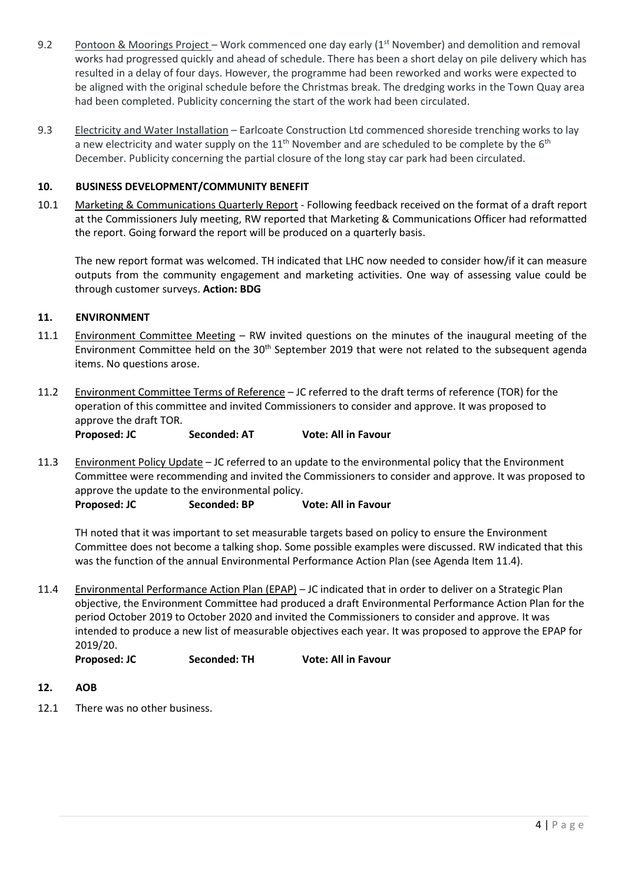9.2 Pontoon & Moorings Project – Work commenced one day early (1st November) and demolition and removal works had progressed quickly and ahead of schedule. There has been a short delay on pile delivery which has resulted in a delay of four days. However, the programme had been reworked and works were expected to be aligned with the original schedule before the Christmas break. The dredging works in the Town Quay area had been completed. Publicity concerning the start of the work had been circulated.

9.3 Electricity and Water Installation – Earlcoate Construction Ltd commenced shoreside trenching works to lay a new electricity and water supply on the 11th November and are scheduled to be complete by the 6th December. Publicity concerning the partial closure of the long stay car park had been circulated.

## 10. BUSINESS DEVELOPMENT/COMMUNITY BENEFIT

10.1 Marketing & Communications Quarterly Report - Following feedback received on the format of a draft report at the Commissioners July meeting, RW reported that Marketing & Communications Officer had reformatted the report. Going forward the report will be produced on a quarterly basis.

The new report format was welcomed. TH indicated that LHC now needed to consider how/if it can measure outputs from the community engagement and marketing activities. One way of assessing value could be through customer surveys. **Action: BDG**

## 11. ENVIRONMENT

11.1 Environment Committee Meeting – RW invited questions on the minutes of the inaugural meeting of the Environment Committee held on the 30th September 2019 that were not related to the subsequent agenda items. No questions arose.

11.2 Environment Committee Terms of Reference – JC referred to the draft terms of reference (TOR) for the operation of this committee and invited Commissioners to consider and approve. It was proposed to approve the draft TOR.

**Proposed: JC** **Seconded: AT** **Vote: All in Favour**

11.3 Environment Policy Update – JC referred to an update to the environmental policy that the Environment Committee were recommending and invited the Commissioners to consider and approve. It was proposed to approve the update to the environmental policy.

**Proposed: JC** **Seconded: BP** **Vote: All in Favour**

TH noted that it was important to set measurable targets based on policy to ensure the Environment Committee does not become a talking shop. Some possible examples were discussed. RW indicated that this was the function of the annual Environmental Performance Action Plan (see Agenda Item 11.4).

11.4 Environmental Performance Action Plan (EPAP) – JC indicated that in order to deliver on a Strategic Plan objective, the Environment Committee had produced a draft Environmental Performance Action Plan for the period October 2019 to October 2020 and invited the Commissioners to consider and approve. It was intended to produce a new list of measurable objectives each year. It was proposed to approve the EPAP for 2019/20.

**Proposed: JC** **Seconded: TH** **Vote: All in Favour**

## 12. AOB

12.1 There was no other business.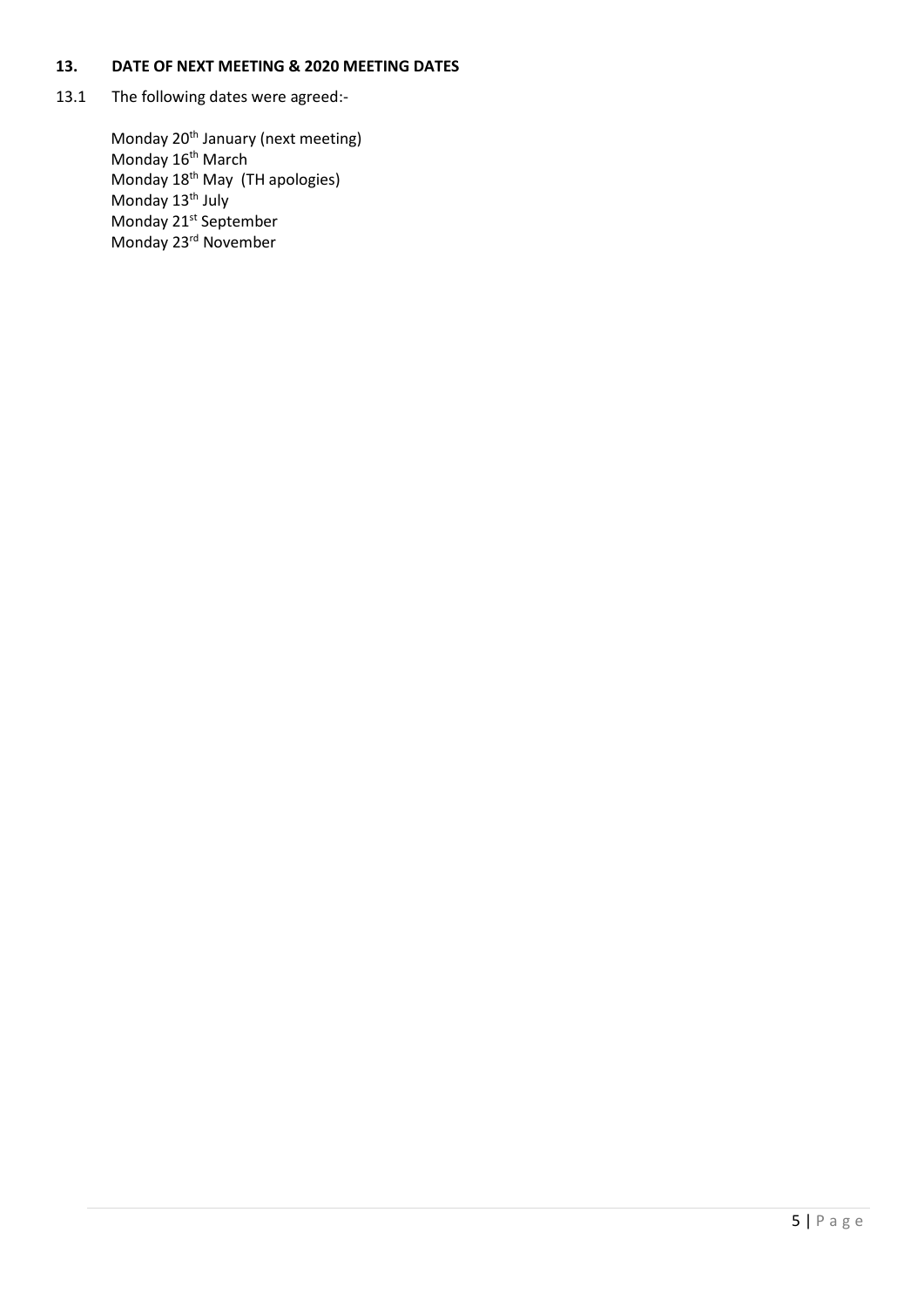## 13. DATE OF NEXT MEETING & 2020 MEETING DATES

13.1 The following dates were agreed:-

Monday 20th January (next meeting)
Monday 16th March
Monday 18th May (TH apologies)
Monday 13th July
Monday 21st September
Monday 23rd November